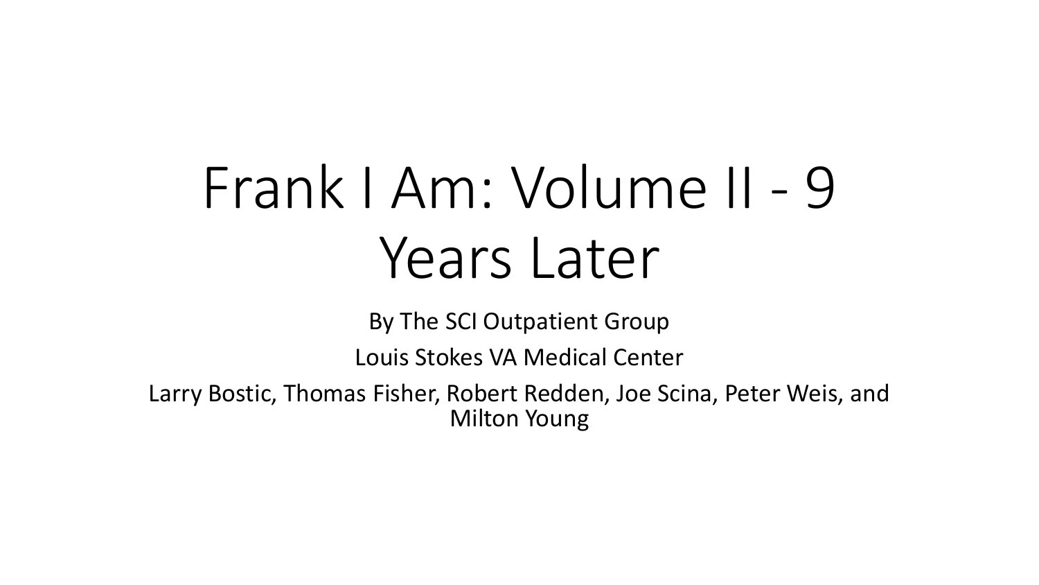# Frank I Am: Volume II - 9 Years Later

By The SCI Outpatient Group

Louis Stokes VA Medical Center

Larry Bostic, Thomas Fisher, Robert Redden, Joe Scina, Peter Weis, and Milton Young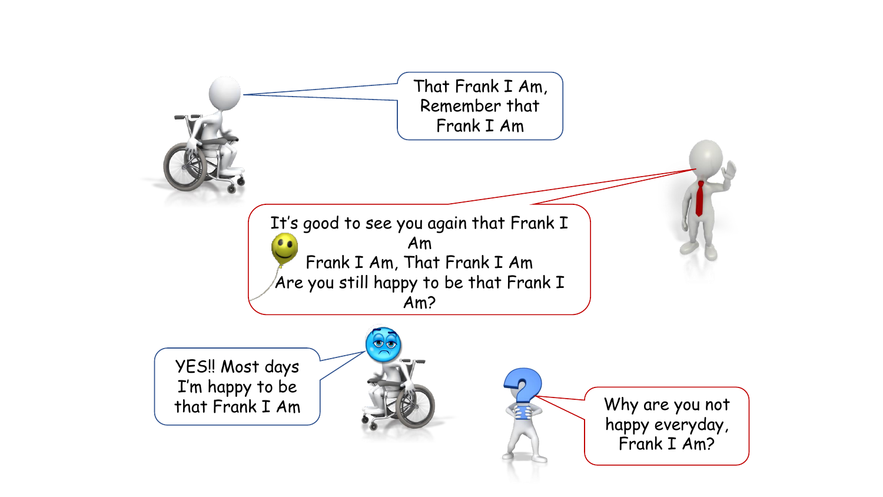That Frank I Am, Remember that Frank I Am

It's good to see you again that Frank I Am
Frank I Am, That Frank I Am
Are you still happy to be that Frank I Am?

YES!! Most days I'm happy to be that Frank I Am

Why are you not happy everyday, Frank I Am?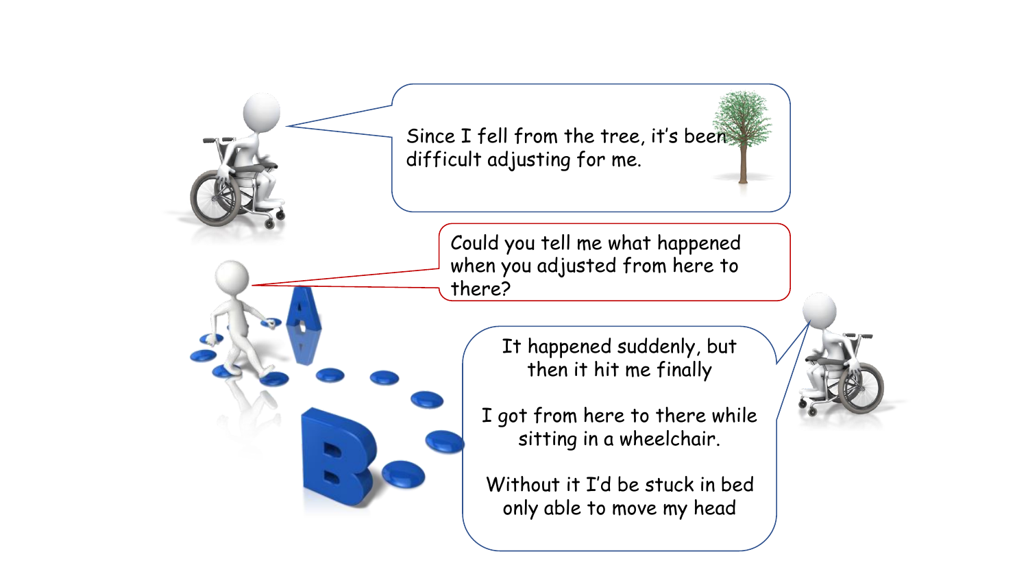Since I fell from the tree, it's been difficult adjusting for me.

Could you tell me what happened when you adjusted from here to there?

It happened suddenly, but then it hit me finally

I got from here to there while sitting in a wheelchair.

Without it I'd be stuck in bed only able to move my head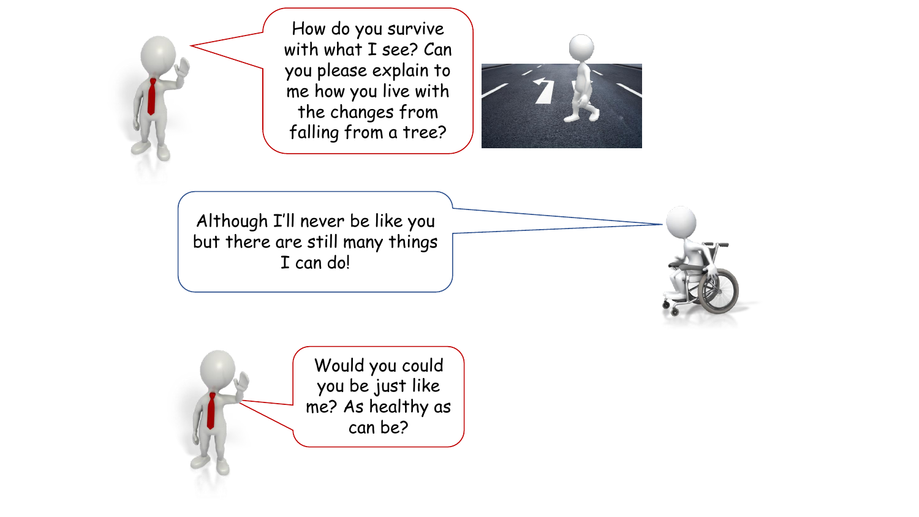How do you survive with what I see? Can you please explain to me how you live with the changes from falling from a tree?

Although I'll never be like you but there are still many things I can do!

Would you could you be just like me? As healthy as can be?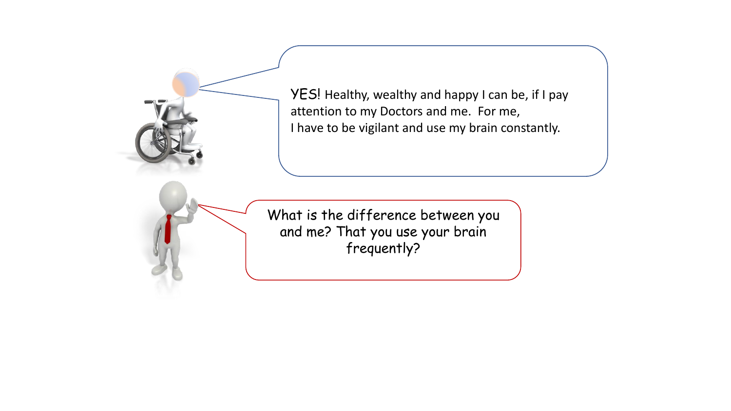YES! Healthy, wealthy and happy I can be, if I pay attention to my Doctors and me. For me,
I have to be vigilant and use my brain constantly.

What is the difference between you and me? That you use your brain frequently?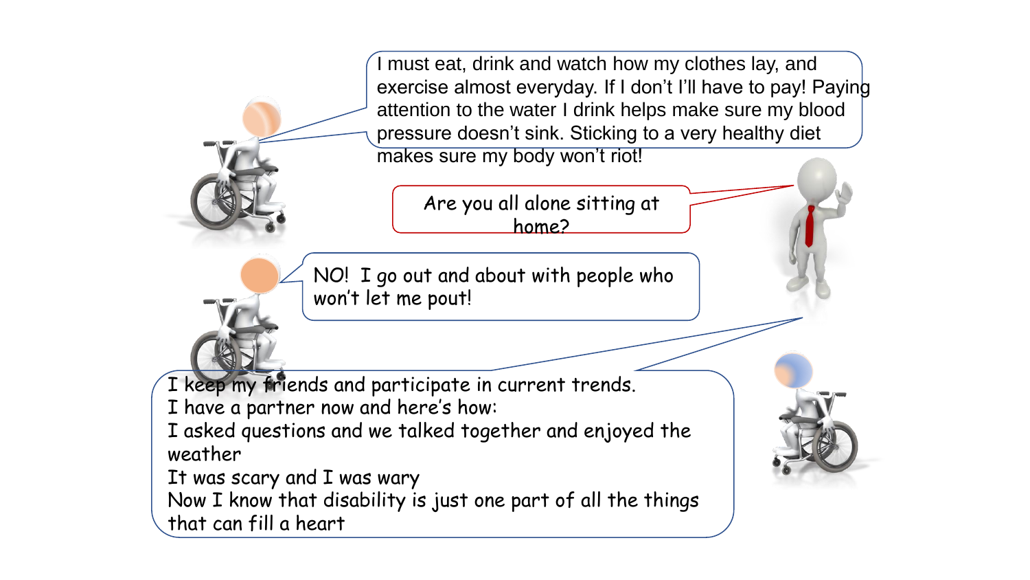I must eat, drink and watch how my clothes lay, and exercise almost everyday. If I don't I'll have to pay! Paying attention to the water I drink helps make sure my blood pressure doesn't sink. Sticking to a very healthy diet makes sure my body won't riot!

Are you all alone sitting at home?

NO! I go out and about with people who won't let me pout!

I keep my friends and participate in current trends.
I have a partner now and here's how:
I asked questions and we talked together and enjoyed the weather
It was scary and I was wary
Now I know that disability is just one part of all the things that can fill a heart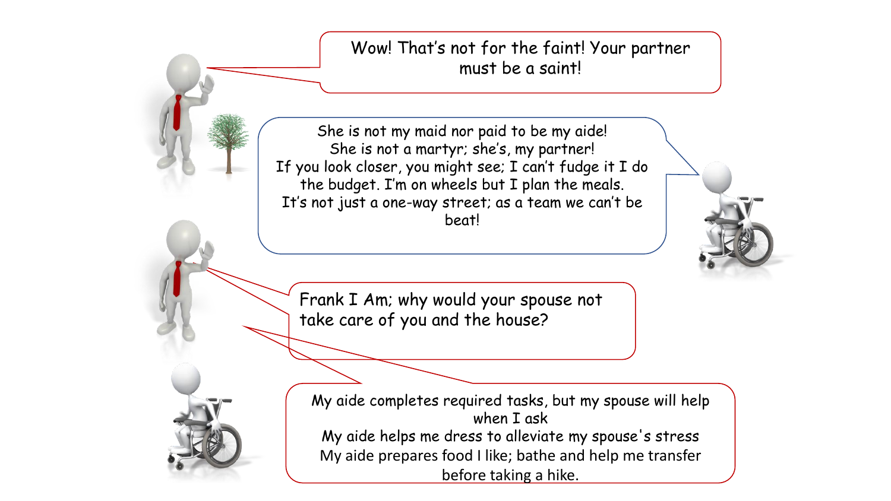Wow! That's not for the faint! Your partner must be a saint!

She is not my maid nor paid to be my aide!
She is not a martyr; she's, my partner!
If you look closer, you might see; I can't fudge it I do the budget. I'm on wheels but I plan the meals.
It's not just a one-way street; as a team we can't be beat!

Frank I Am; why would your spouse not take care of you and the house?

My aide completes required tasks, but my spouse will help when I ask
My aide helps me dress to alleviate my spouse's stress
My aide prepares food I like; bathe and help me transfer before taking a hike.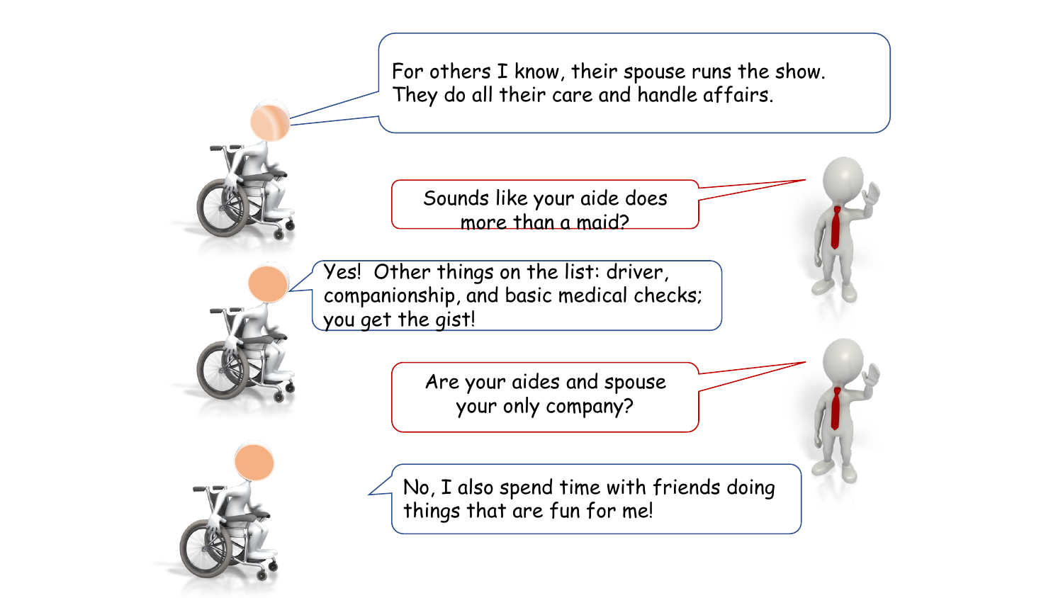For others I know, their spouse runs the show. They do all their care and handle affairs.

Sounds like your aide does more than a maid?

Yes! Other things on the list: driver, companionship, and basic medical checks; you get the gist!

Are your aides and spouse your only company?

No, I also spend time with friends doing things that are fun for me!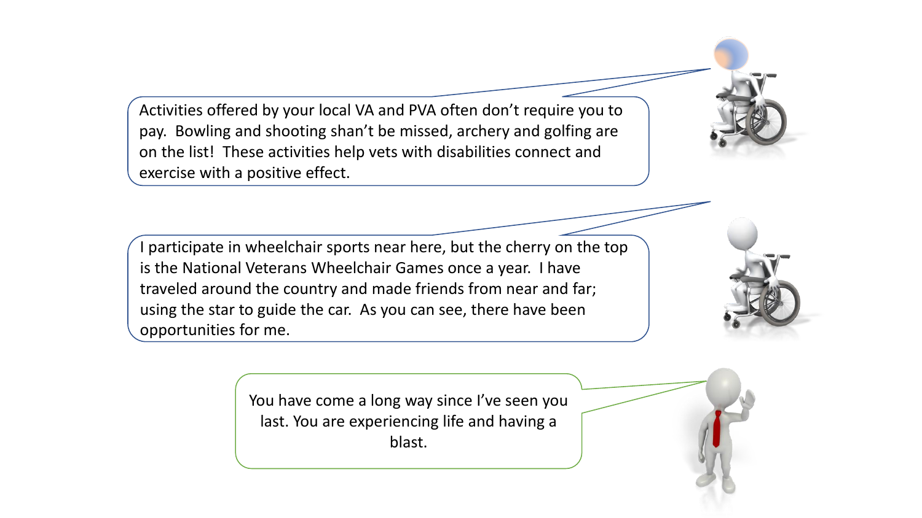Activities offered by your local VA and PVA often don't require you to pay. Bowling and shooting shan't be missed, archery and golfing are on the list! These activities help vets with disabilities connect and exercise with a positive effect.

I participate in wheelchair sports near here, but the cherry on the top is the National Veterans Wheelchair Games once a year. I have traveled around the country and made friends from near and far; using the star to guide the car. As you can see, there have been opportunities for me.

You have come a long way since I've seen you last. You are experiencing life and having a blast.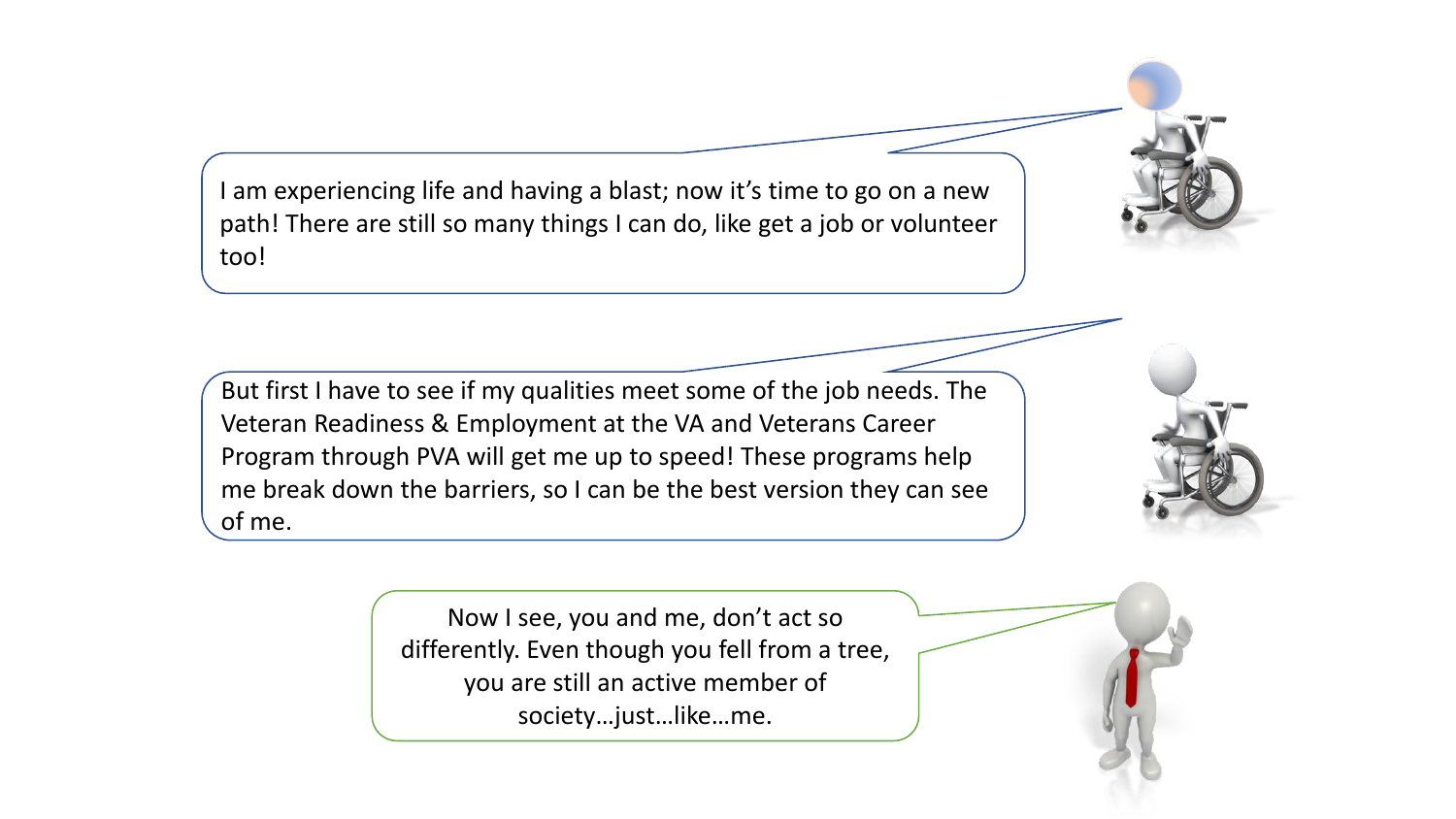I am experiencing life and having a blast; now it's time to go on a new path! There are still so many things I can do, like get a job or volunteer too!

But first I have to see if my qualities meet some of the job needs. The Veteran Readiness & Employment at the VA and Veterans Career Program through PVA will get me up to speed! These programs help me break down the barriers, so I can be the best version they can see of me.

Now I see, you and me, don't act so differently. Even though you fell from a tree, you are still an active member of society…just…like…me.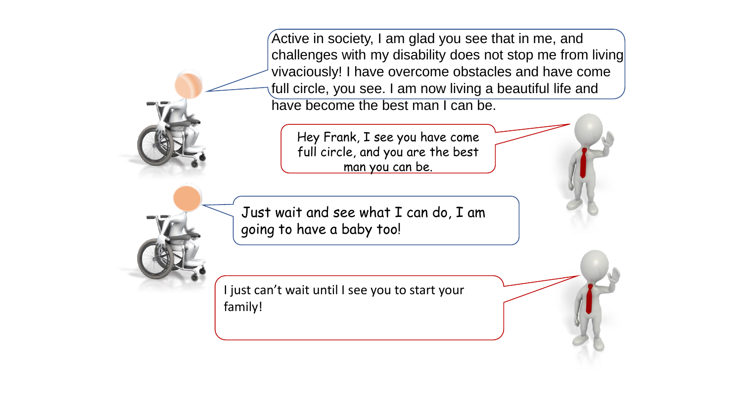Active in society, I am glad you see that in me, and challenges with my disability does not stop me from living vivaciously! I have overcome obstacles and have come full circle, you see. I am now living a beautiful life and have become the best man I can be.

Hey Frank, I see you have come full circle, and you are the best man you can be.

Just wait and see what I can do, I am going to have a baby too!

I just can't wait until I see you to start your family!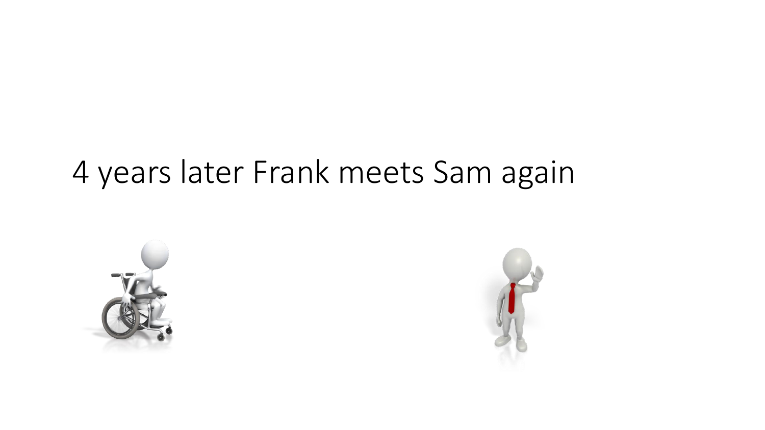4 years later Frank meets Sam again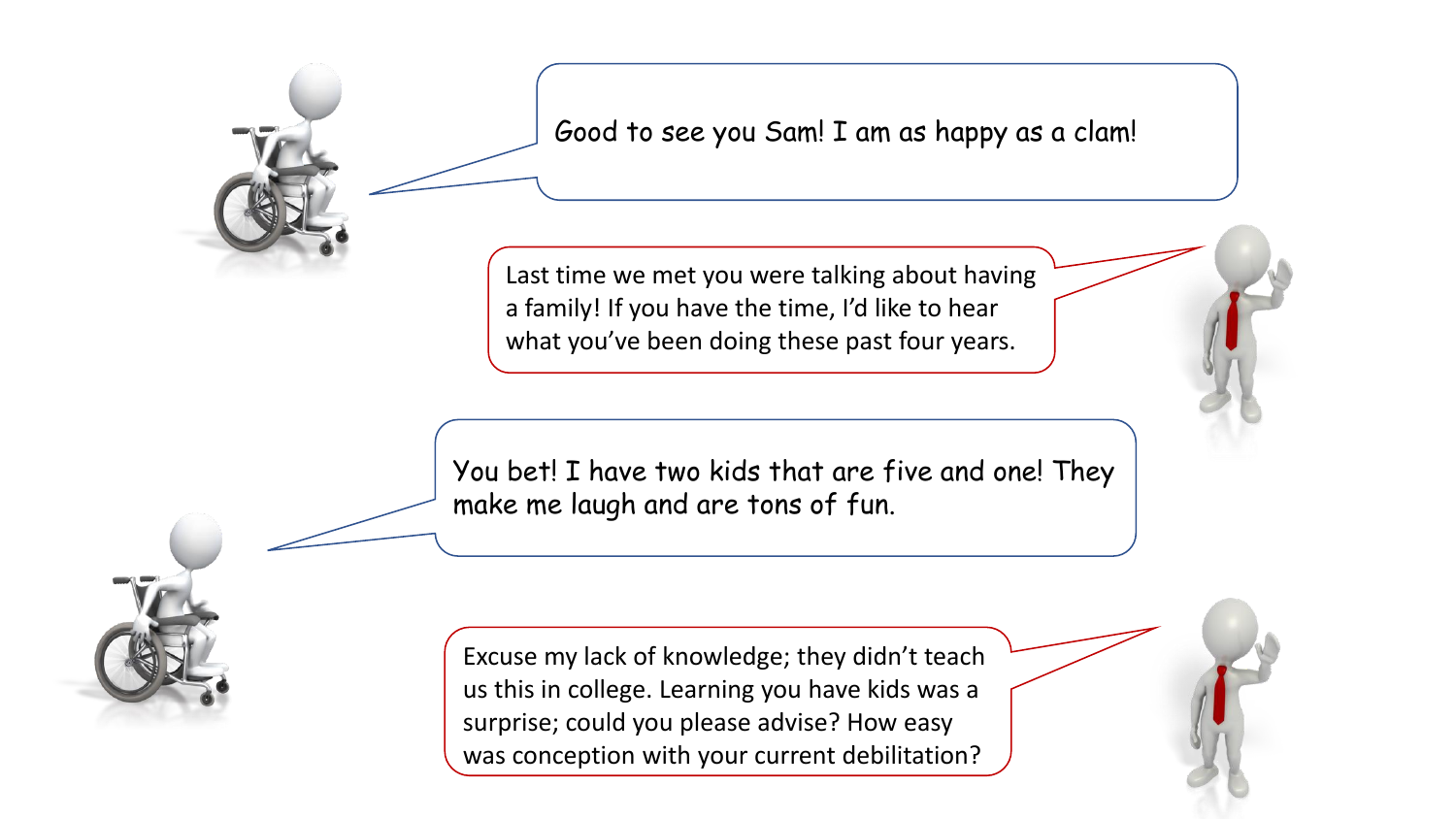Good to see you Sam! I am as happy as a clam!

Last time we met you were talking about having a family! If you have the time, I'd like to hear what you've been doing these past four years.

You bet! I have two kids that are five and one! They make me laugh and are tons of fun.

Excuse my lack of knowledge; they didn't teach us this in college. Learning you have kids was a surprise; could you please advise? How easy was conception with your current debilitation?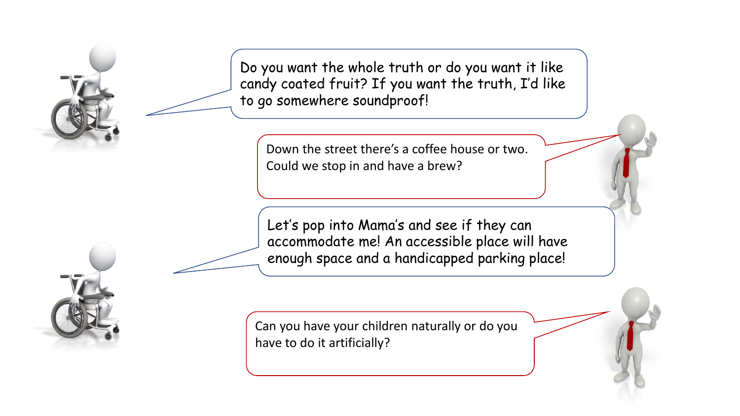Do you want the whole truth or do you want it like candy coated fruit? If you want the truth, I'd like to go somewhere soundproof!

Down the street there's a coffee house or two. Could we stop in and have a brew?

Let's pop into Mama's and see if they can accommodate me! An accessible place will have enough space and a handicapped parking place!

Can you have your children naturally or do you have to do it artificially?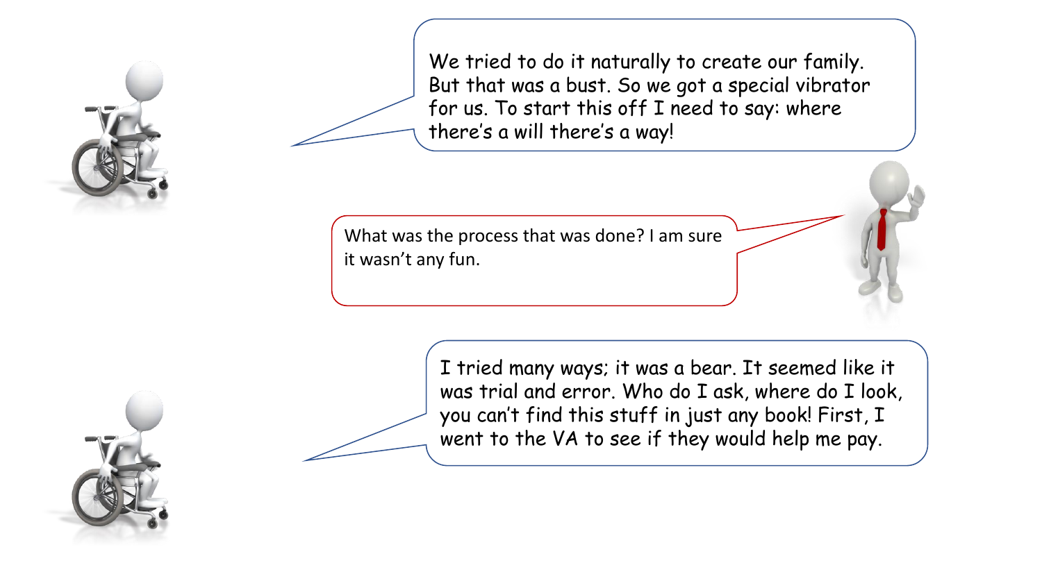We tried to do it naturally to create our family. But that was a bust. So we got a special vibrator for us. To start this off I need to say: where there's a will there's a way!

What was the process that was done? I am sure it wasn't any fun.

I tried many ways; it was a bear. It seemed like it was trial and error. Who do I ask, where do I look, you can't find this stuff in just any book! First, I went to the VA to see if they would help me pay.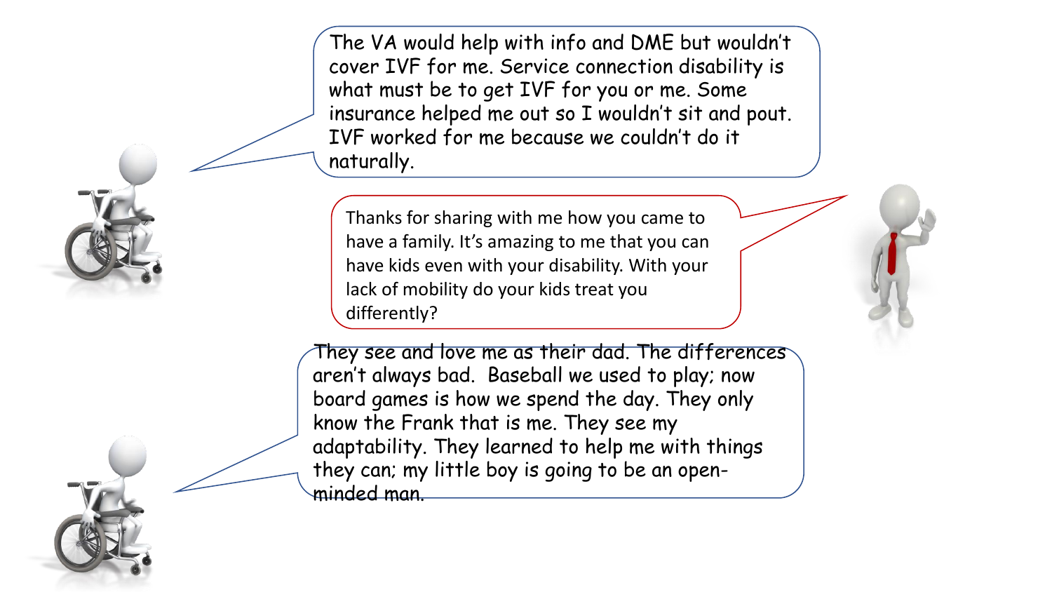The VA would help with info and DME but wouldn't cover IVF for me. Service connection disability is what must be to get IVF for you or me. Some insurance helped me out so I wouldn't sit and pout. IVF worked for me because we couldn't do it naturally.

Thanks for sharing with me how you came to have a family. It's amazing to me that you can have kids even with your disability. With your lack of mobility do your kids treat you differently?

They see and love me as their dad. The differences aren't always bad. Baseball we used to play; now board games is how we spend the day. They only know the Frank that is me. They see my adaptability. They learned to help me with things they can; my little boy is going to be an open-minded man.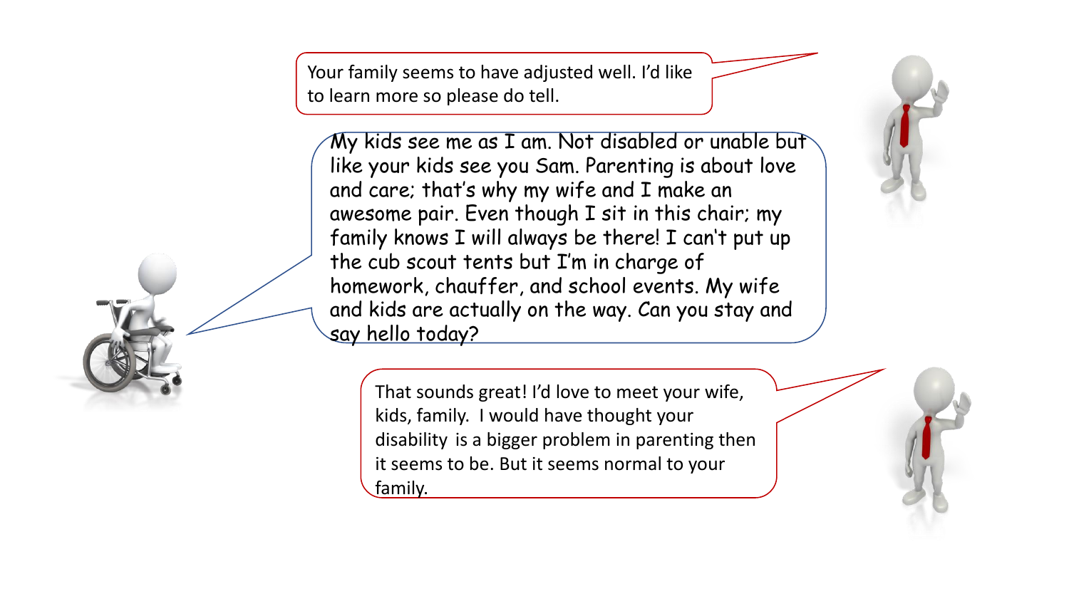Your family seems to have adjusted well. I'd like to learn more so please do tell.

My kids see me as I am. Not disabled or unable but like your kids see you Sam. Parenting is about love and care; that's why my wife and I make an awesome pair. Even though I sit in this chair; my family knows I will always be there! I can't put up the cub scout tents but I'm in charge of homework, chauffer, and school events. My wife and kids are actually on the way. Can you stay and say hello today?

That sounds great! I'd love to meet your wife, kids, family. I would have thought your disability is a bigger problem in parenting then it seems to be. But it seems normal to your family.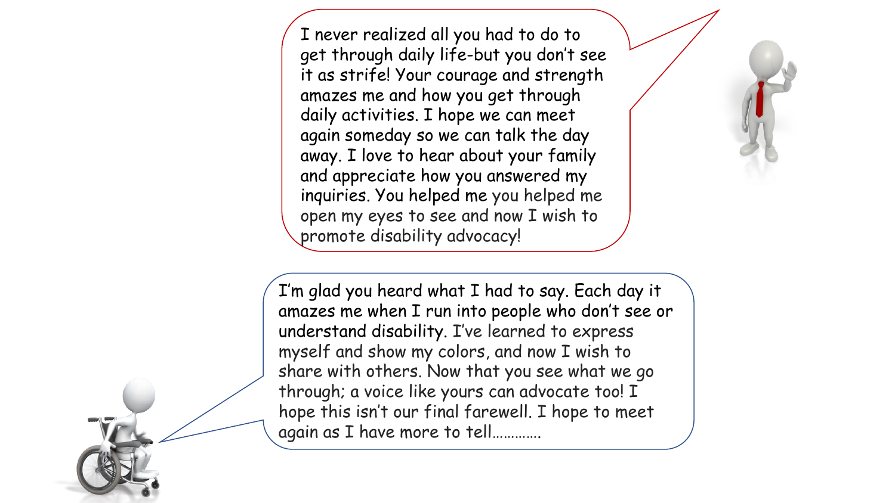I never realized all you had to do to get through daily life-but you don't see it as strife! Your courage and strength amazes me and how you get through daily activities. I hope we can meet again someday so we can talk the day away. I love to hear about your family and appreciate how you answered my inquiries. You helped me you helped me open my eyes to see and now I wish to promote disability advocacy!

I'm glad you heard what I had to say. Each day it amazes me when I run into people who don't see or understand disability. I've learned to express myself and show my colors, and now I wish to share with others. Now that you see what we go through; a voice like yours can advocate too! I hope this isn't our final farewell. I hope to meet again as I have more to tell…………